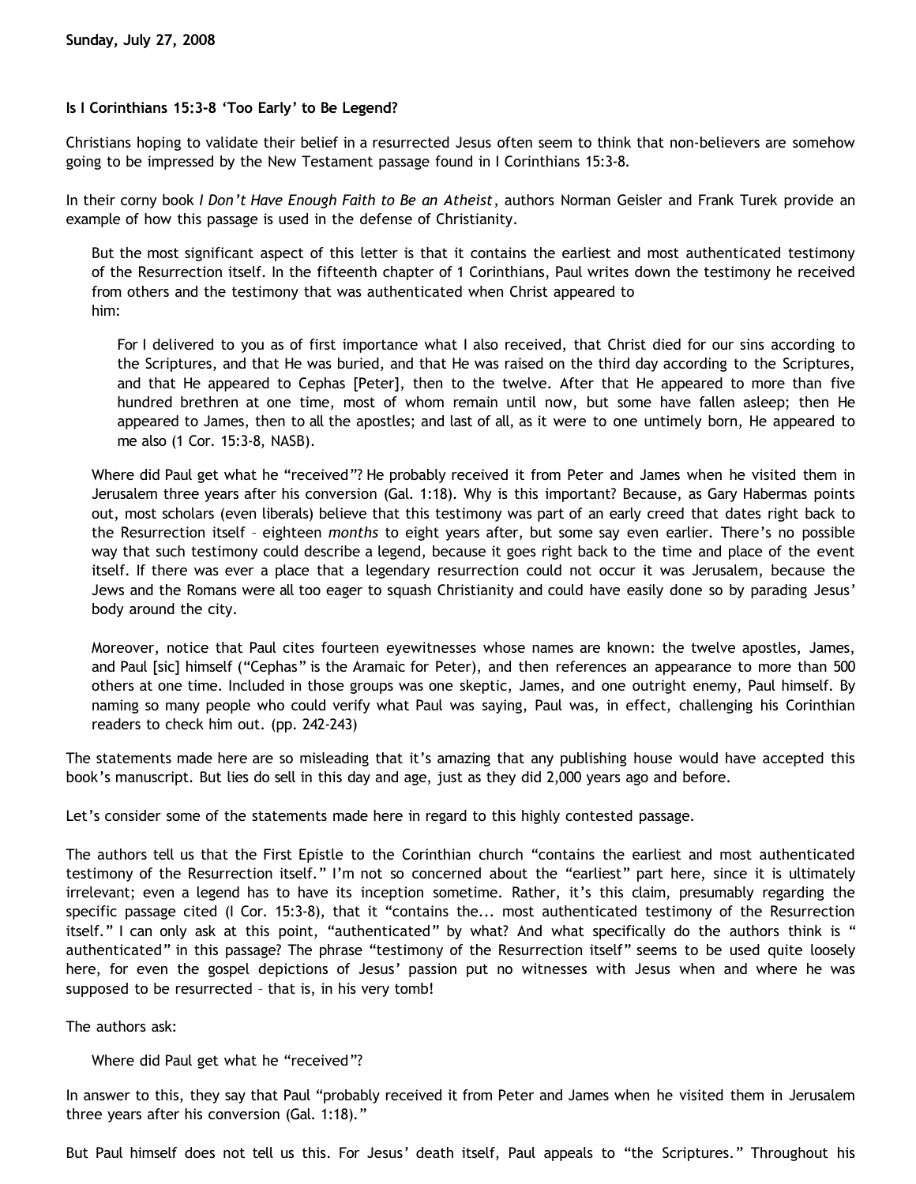Sunday, July 27, 2008

### Is I Corinthians 15:3-8 'Too Early' to Be Legend?

Christians hoping to validate their belief in a resurrected Jesus often seem to think that non-believers are somehow going to be impressed by the New Testament passage found in I Corinthians 15:3-8.

In their corny book *I Don't Have Enough Faith to Be an Atheist*, authors Norman Geisler and Frank Turek provide an example of how this passage is used in the defense of Christianity.

> But the most significant aspect of this letter is that it contains the earliest and most authenticated testimony of the Resurrection itself. In the fifteenth chapter of 1 Corinthians, Paul writes down the testimony he received from others and the testimony that was authenticated when Christ appeared to him:
>
> > For I delivered to you as of first importance what I also received, that Christ died for our sins according to the Scriptures, and that He was buried, and that He was raised on the third day according to the Scriptures, and that He appeared to Cephas [Peter], then to the twelve. After that He appeared to more than five hundred brethren at one time, most of whom remain until now, but some have fallen asleep; then He appeared to James, then to all the apostles; and last of all, as it were to one untimely born, He appeared to me also (1 Cor. 15:3-8, NASB).
>
> Where did Paul get what he "received"? He probably received it from Peter and James when he visited them in Jerusalem three years after his conversion (Gal. 1:18). Why is this important? Because, as Gary Habermas points out, most scholars (even liberals) believe that this testimony was part of an early creed that dates right back to the Resurrection itself – eighteen *months* to eight years after, but some say even earlier. There's no possible way that such testimony could describe a legend, because it goes right back to the time and place of the event itself. If there was ever a place that a legendary resurrection could not occur it was Jerusalem, because the Jews and the Romans were all too eager to squash Christianity and could have easily done so by parading Jesus' body around the city.
>
> Moreover, notice that Paul cites fourteen eyewitnesses whose names are known: the twelve apostles, James, and Paul [sic] himself ("Cephas" is the Aramaic for Peter), and then references an appearance to more than 500 others at one time. Included in those groups was one skeptic, James, and one outright enemy, Paul himself. By naming so many people who could verify what Paul was saying, Paul was, in effect, challenging his Corinthian readers to check him out. (pp. 242-243)

The statements made here are so misleading that it's amazing that any publishing house would have accepted this book's manuscript. But lies do sell in this day and age, just as they did 2,000 years ago and before.

Let's consider some of the statements made here in regard to this highly contested passage.

The authors tell us that the First Epistle to the Corinthian church "contains the earliest and most authenticated testimony of the Resurrection itself." I'm not so concerned about the "earliest" part here, since it is ultimately irrelevant; even a legend has to have its inception sometime. Rather, it's this claim, presumably regarding the specific passage cited (I Cor. 15:3-8), that it "contains the... most authenticated testimony of the Resurrection itself." I can only ask at this point, "authenticated" by what? And what specifically do the authors think is "authenticated" in this passage? The phrase "testimony of the Resurrection itself" seems to be used quite loosely here, for even the gospel depictions of Jesus' passion put no witnesses with Jesus when and where he was supposed to be resurrected – that is, in his very tomb!

The authors ask:

> Where did Paul get what he "received"?

In answer to this, they say that Paul "probably received it from Peter and James when he visited them in Jerusalem three years after his conversion (Gal. 1:18)."

But Paul himself does not tell us this. For Jesus' death itself, Paul appeals to "the Scriptures." Throughout his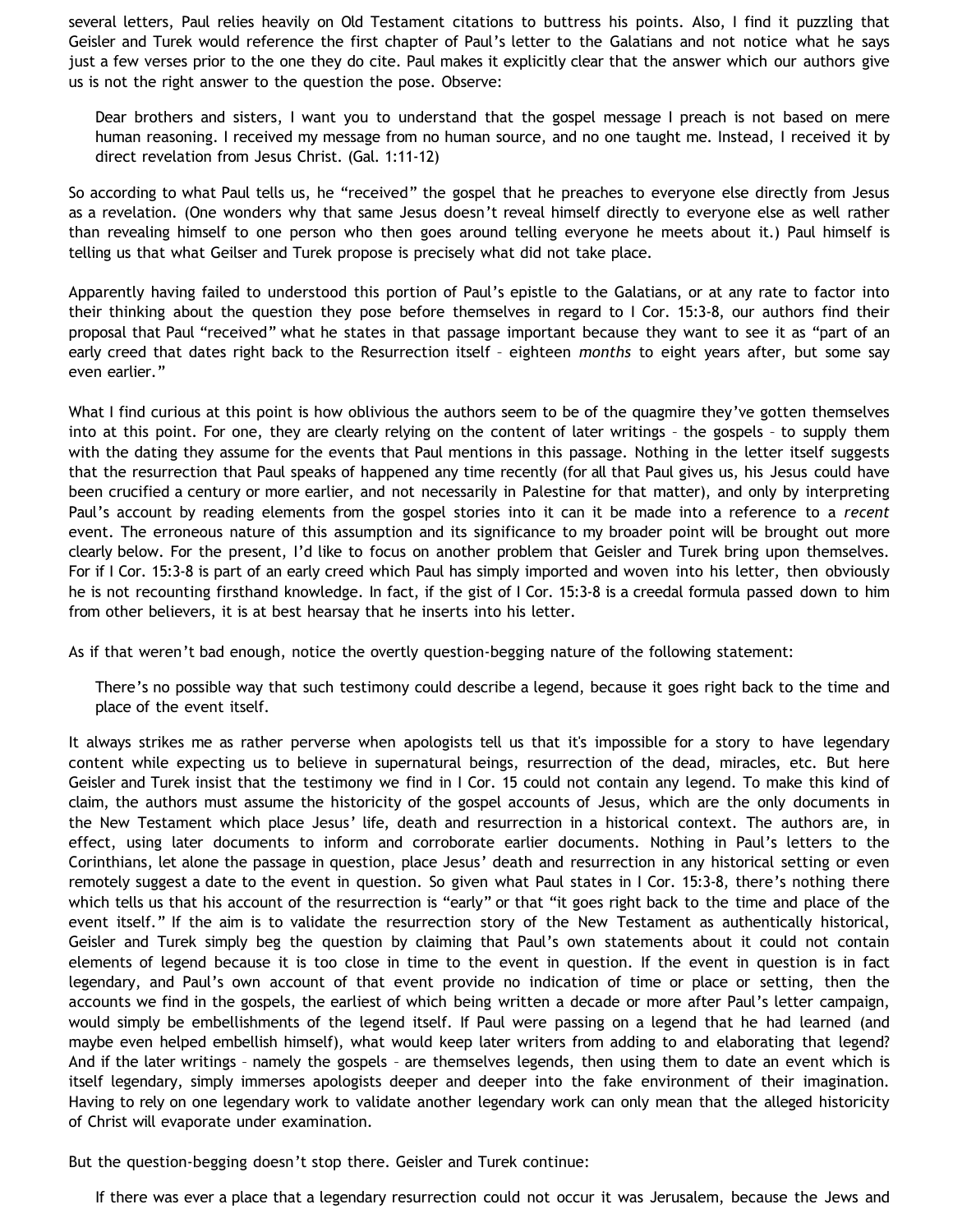several letters, Paul relies heavily on Old Testament citations to buttress his points. Also, I find it puzzling that Geisler and Turek would reference the first chapter of Paul's letter to the Galatians and not notice what he says just a few verses prior to the one they do cite. Paul makes it explicitly clear that the answer which our authors give us is not the right answer to the question the pose. Observe:

> Dear brothers and sisters, I want you to understand that the gospel message I preach is not based on mere human reasoning. I received my message from no human source, and no one taught me. Instead, I received it by direct revelation from Jesus Christ. (Gal. 1:11-12)

So according to what Paul tells us, he "received" the gospel that he preaches to everyone else directly from Jesus as a revelation. (One wonders why that same Jesus doesn't reveal himself directly to everyone else as well rather than revealing himself to one person who then goes around telling everyone he meets about it.) Paul himself is telling us that what Geilser and Turek propose is precisely what did not take place.

Apparently having failed to understood this portion of Paul's epistle to the Galatians, or at any rate to factor into their thinking about the question they pose before themselves in regard to I Cor. 15:3-8, our authors find their proposal that Paul "received" what he states in that passage important because they want to see it as "part of an early creed that dates right back to the Resurrection itself – eighteen *months* to eight years after, but some say even earlier."

What I find curious at this point is how oblivious the authors seem to be of the quagmire they've gotten themselves into at this point. For one, they are clearly relying on the content of later writings – the gospels – to supply them with the dating they assume for the events that Paul mentions in this passage. Nothing in the letter itself suggests that the resurrection that Paul speaks of happened any time recently (for all that Paul gives us, his Jesus could have been crucified a century or more earlier, and not necessarily in Palestine for that matter), and only by interpreting Paul's account by reading elements from the gospel stories into it can it be made into a reference to a *recent* event. The erroneous nature of this assumption and its significance to my broader point will be brought out more clearly below. For the present, I'd like to focus on another problem that Geisler and Turek bring upon themselves. For if I Cor. 15:3-8 is part of an early creed which Paul has simply imported and woven into his letter, then obviously he is not recounting firsthand knowledge. In fact, if the gist of I Cor. 15:3-8 is a creedal formula passed down to him from other believers, it is at best hearsay that he inserts into his letter.

As if that weren't bad enough, notice the overtly question-begging nature of the following statement:

> There's no possible way that such testimony could describe a legend, because it goes right back to the time and place of the event itself.

It always strikes me as rather perverse when apologists tell us that it's impossible for a story to have legendary content while expecting us to believe in supernatural beings, resurrection of the dead, miracles, etc. But here Geisler and Turek insist that the testimony we find in I Cor. 15 could not contain any legend. To make this kind of claim, the authors must assume the historicity of the gospel accounts of Jesus, which are the only documents in the New Testament which place Jesus' life, death and resurrection in a historical context. The authors are, in effect, using later documents to inform and corroborate earlier documents. Nothing in Paul's letters to the Corinthians, let alone the passage in question, place Jesus' death and resurrection in any historical setting or even remotely suggest a date to the event in question. So given what Paul states in I Cor. 15:3-8, there's nothing there which tells us that his account of the resurrection is "early" or that "it goes right back to the time and place of the event itself." If the aim is to validate the resurrection story of the New Testament as authentically historical, Geisler and Turek simply beg the question by claiming that Paul's own statements about it could not contain elements of legend because it is too close in time to the event in question. If the event in question is in fact legendary, and Paul's own account of that event provide no indication of time or place or setting, then the accounts we find in the gospels, the earliest of which being written a decade or more after Paul's letter campaign, would simply be embellishments of the legend itself. If Paul were passing on a legend that he had learned (and maybe even helped embellish himself), what would keep later writers from adding to and elaborating that legend? And if the later writings – namely the gospels – are themselves legends, then using them to date an event which is itself legendary, simply immerses apologists deeper and deeper into the fake environment of their imagination. Having to rely on one legendary work to validate another legendary work can only mean that the alleged historicity of Christ will evaporate under examination.

But the question-begging doesn't stop there. Geisler and Turek continue:

> If there was ever a place that a legendary resurrection could not occur it was Jerusalem, because the Jews and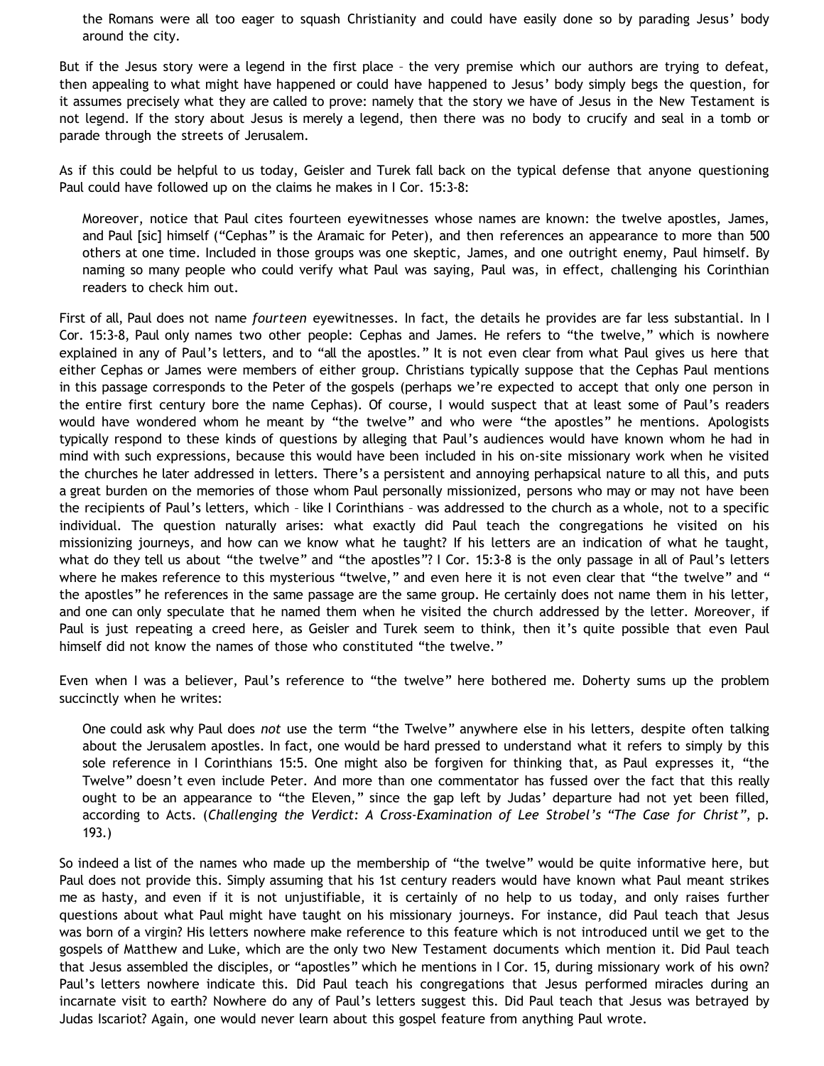> the Romans were all too eager to squash Christianity and could have easily done so by parading Jesus' body around the city.

But if the Jesus story were a legend in the first place – the very premise which our authors are trying to defeat, then appealing to what might have happened or could have happened to Jesus' body simply begs the question, for it assumes precisely what they are called to prove: namely that the story we have of Jesus in the New Testament is not legend. If the story about Jesus is merely a legend, then there was no body to crucify and seal in a tomb or parade through the streets of Jerusalem.

As if this could be helpful to us today, Geisler and Turek fall back on the typical defense that anyone questioning Paul could have followed up on the claims he makes in I Cor. 15:3-8:

> Moreover, notice that Paul cites fourteen eyewitnesses whose names are known: the twelve apostles, James, and Paul [sic] himself ("Cephas" is the Aramaic for Peter), and then references an appearance to more than 500 others at one time. Included in those groups was one skeptic, James, and one outright enemy, Paul himself. By naming so many people who could verify what Paul was saying, Paul was, in effect, challenging his Corinthian readers to check him out.

First of all, Paul does not name *fourteen* eyewitnesses. In fact, the details he provides are far less substantial. In I Cor. 15:3-8, Paul only names two other people: Cephas and James. He refers to "the twelve," which is nowhere explained in any of Paul's letters, and to "all the apostles." It is not even clear from what Paul gives us here that either Cephas or James were members of either group. Christians typically suppose that the Cephas Paul mentions in this passage corresponds to the Peter of the gospels (perhaps we're expected to accept that only one person in the entire first century bore the name Cephas). Of course, I would suspect that at least some of Paul's readers would have wondered whom he meant by "the twelve" and who were "the apostles" he mentions. Apologists typically respond to these kinds of questions by alleging that Paul's audiences would have known whom he had in mind with such expressions, because this would have been included in his on-site missionary work when he visited the churches he later addressed in letters. There's a persistent and annoying perhapsical nature to all this, and puts a great burden on the memories of those whom Paul personally missionized, persons who may or may not have been the recipients of Paul's letters, which – like I Corinthians – was addressed to the church as a whole, not to a specific individual. The question naturally arises: what exactly did Paul teach the congregations he visited on his missionizing journeys, and how can we know what he taught? If his letters are an indication of what he taught, what do they tell us about "the twelve" and "the apostles"? I Cor. 15:3-8 is the only passage in all of Paul's letters where he makes reference to this mysterious "twelve," and even here it is not even clear that "the twelve" and "the apostles" he references in the same passage are the same group. He certainly does not name them in his letter, and one can only speculate that he named them when he visited the church addressed by the letter. Moreover, if Paul is just repeating a creed here, as Geisler and Turek seem to think, then it's quite possible that even Paul himself did not know the names of those who constituted "the twelve."

Even when I was a believer, Paul's reference to "the twelve" here bothered me. Doherty sums up the problem succinctly when he writes:

> One could ask why Paul does *not* use the term "the Twelve" anywhere else in his letters, despite often talking about the Jerusalem apostles. In fact, one would be hard pressed to understand what it refers to simply by this sole reference in I Corinthians 15:5. One might also be forgiven for thinking that, as Paul expresses it, "the Twelve" doesn't even include Peter. And more than one commentator has fussed over the fact that this really ought to be an appearance to "the Eleven," since the gap left by Judas' departure had not yet been filled, according to Acts. (*Challenging the Verdict: A Cross-Examination of Lee Strobel's "The Case for Christ"*, p. 193.)

So indeed a list of the names who made up the membership of "the twelve" would be quite informative here, but Paul does not provide this. Simply assuming that his 1st century readers would have known what Paul meant strikes me as hasty, and even if it is not unjustifiable, it is certainly of no help to us today, and only raises further questions about what Paul might have taught on his missionary journeys. For instance, did Paul teach that Jesus was born of a virgin? His letters nowhere make reference to this feature which is not introduced until we get to the gospels of Matthew and Luke, which are the only two New Testament documents which mention it. Did Paul teach that Jesus assembled the disciples, or "apostles" which he mentions in I Cor. 15, during missionary work of his own? Paul's letters nowhere indicate this. Did Paul teach his congregations that Jesus performed miracles during an incarnate visit to earth? Nowhere do any of Paul's letters suggest this. Did Paul teach that Jesus was betrayed by Judas Iscariot? Again, one would never learn about this gospel feature from anything Paul wrote.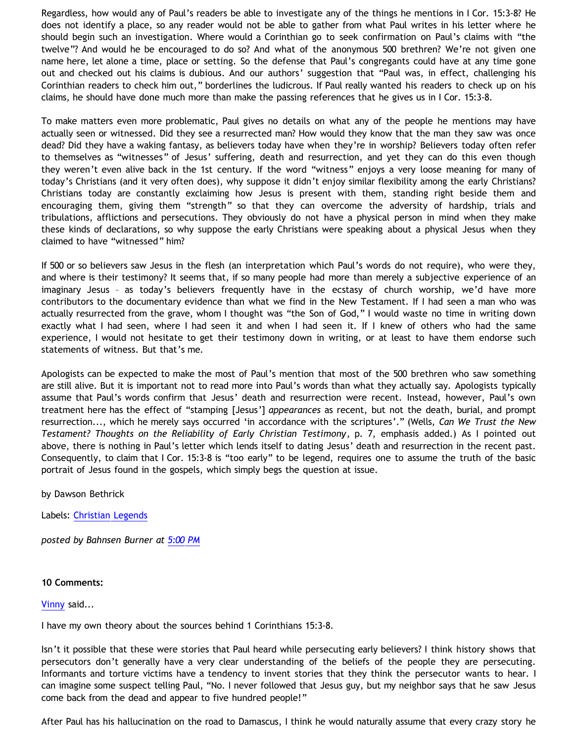Regardless, how would any of Paul's readers be able to investigate any of the things he mentions in I Cor. 15:3-8? He does not identify a place, so any reader would not be able to gather from what Paul writes in his letter where he should begin such an investigation. Where would a Corinthian go to seek confirmation on Paul's claims with "the twelve"? And would he be encouraged to do so? And what of the anonymous 500 brethren? We're not given one name here, let alone a time, place or setting. So the defense that Paul's congregants could have at any time gone out and checked out his claims is dubious. And our authors' suggestion that "Paul was, in effect, challenging his Corinthian readers to check him out," borderlines the ludicrous. If Paul really wanted his readers to check up on his claims, he should have done much more than make the passing references that he gives us in I Cor. 15:3-8.

To make matters even more problematic, Paul gives no details on what any of the people he mentions may have actually seen or witnessed. Did they see a resurrected man? How would they know that the man they saw was once dead? Did they have a waking fantasy, as believers today have when they're in worship? Believers today often refer to themselves as "witnesses" of Jesus' suffering, death and resurrection, and yet they can do this even though they weren't even alive back in the 1st century. If the word "witness" enjoys a very loose meaning for many of today's Christians (and it very often does), why suppose it didn't enjoy similar flexibility among the early Christians? Christians today are constantly exclaiming how Jesus is present with them, standing right beside them and encouraging them, giving them "strength" so that they can overcome the adversity of hardship, trials and tribulations, afflictions and persecutions. They obviously do not have a physical person in mind when they make these kinds of declarations, so why suppose the early Christians were speaking about a physical Jesus when they claimed to have "witnessed" him?

If 500 or so believers saw Jesus in the flesh (an interpretation which Paul's words do not require), who were they, and where is their testimony? It seems that, if so many people had more than merely a subjective experience of an imaginary Jesus – as today's believers frequently have in the ecstasy of church worship, we'd have more contributors to the documentary evidence than what we find in the New Testament. If I had seen a man who was actually resurrected from the grave, whom I thought was "the Son of God," I would waste no time in writing down exactly what I had seen, where I had seen it and when I had seen it. If I knew of others who had the same experience, I would not hesitate to get their testimony down in writing, or at least to have them endorse such statements of witness. But that's me.

Apologists can be expected to make the most of Paul's mention that most of the 500 brethren who saw something are still alive. But it is important not to read more into Paul's words than what they actually say. Apologists typically assume that Paul's words confirm that Jesus' death and resurrection were recent. Instead, however, Paul's own treatment here has the effect of "stamping [Jesus'] *appearances* as recent, but not the death, burial, and prompt resurrection..., which he merely says occurred 'in accordance with the scriptures'." (Wells, *Can We Trust the New Testament? Thoughts on the Reliability of Early Christian Testimony*, p. 7, emphasis added.) As I pointed out above, there is nothing in Paul's letter which lends itself to dating Jesus' death and resurrection in the recent past. Consequently, to claim that I Cor. 15:3-8 is "too early" to be legend, requires one to assume the truth of the basic portrait of Jesus found in the gospels, which simply begs the question at issue.

by Dawson Bethrick

Labels: Christian Legends

*posted by Bahnsen Burner at 5:00 PM*

**10 Comments:**

Vinny said...

I have my own theory about the sources behind 1 Corinthians 15:3-8.

Isn't it possible that these were stories that Paul heard while persecuting early believers? I think history shows that persecutors don't generally have a very clear understanding of the beliefs of the people they are persecuting. Informants and torture victims have a tendency to invent stories that they think the persecutor wants to hear. I can imagine some suspect telling Paul, "No. I never followed that Jesus guy, but my neighbor says that he saw Jesus come back from the dead and appear to five hundred people!"

After Paul has his hallucination on the road to Damascus, I think he would naturally assume that every crazy story he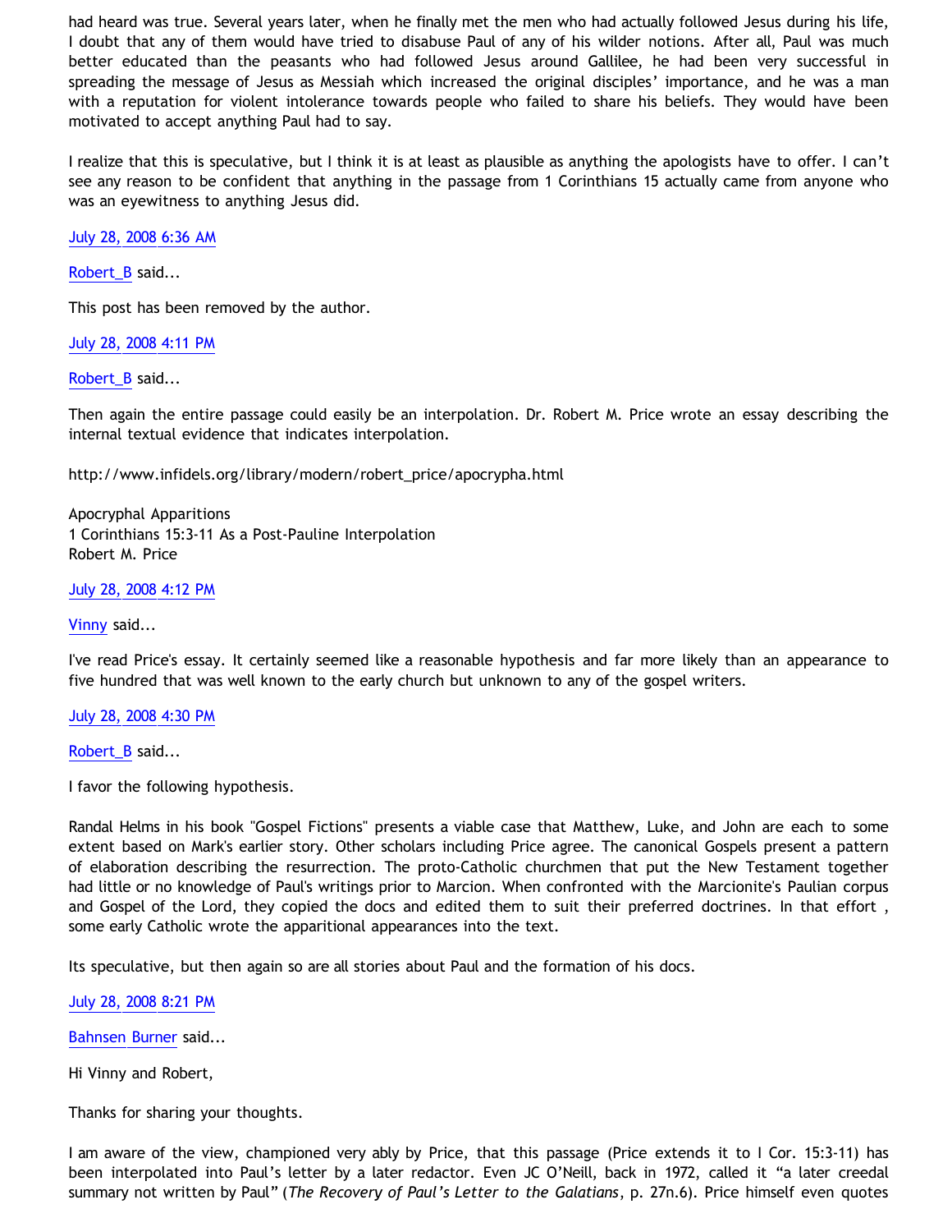had heard was true. Several years later, when he finally met the men who had actually followed Jesus during his life, I doubt that any of them would have tried to disabuse Paul of any of his wilder notions. After all, Paul was much better educated than the peasants who had followed Jesus around Gallilee, he had been very successful in spreading the message of Jesus as Messiah which increased the original disciples' importance, and he was a man with a reputation for violent intolerance towards people who failed to share his beliefs. They would have been motivated to accept anything Paul had to say.

I realize that this is speculative, but I think it is at least as plausible as anything the apologists have to offer. I can't see any reason to be confident that anything in the passage from 1 Corinthians 15 actually came from anyone who was an eyewitness to anything Jesus did.

July 28, 2008 6:36 AM

Robert_B said...

This post has been removed by the author.

July 28, 2008 4:11 PM

Robert_B said...

Then again the entire passage could easily be an interpolation. Dr. Robert M. Price wrote an essay describing the internal textual evidence that indicates interpolation.

http://www.infidels.org/library/modern/robert_price/apocrypha.html

Apocryphal Apparitions
1 Corinthians 15:3-11 As a Post-Pauline Interpolation
Robert M. Price

July 28, 2008 4:12 PM

Vinny said...

I've read Price's essay. It certainly seemed like a reasonable hypothesis and far more likely than an appearance to five hundred that was well known to the early church but unknown to any of the gospel writers.

July 28, 2008 4:30 PM

Robert_B said...

I favor the following hypothesis.

Randal Helms in his book "Gospel Fictions" presents a viable case that Matthew, Luke, and John are each to some extent based on Mark's earlier story. Other scholars including Price agree. The canonical Gospels present a pattern of elaboration describing the resurrection. The proto-Catholic churchmen that put the New Testament together had little or no knowledge of Paul's writings prior to Marcion. When confronted with the Marcionite's Paulian corpus and Gospel of the Lord, they copied the docs and edited them to suit their preferred doctrines. In that effort , some early Catholic wrote the apparitional appearances into the text.

Its speculative, but then again so are all stories about Paul and the formation of his docs.

July 28, 2008 8:21 PM

Bahnsen Burner said...

Hi Vinny and Robert,

Thanks for sharing your thoughts.

I am aware of the view, championed very ably by Price, that this passage (Price extends it to I Cor. 15:3-11) has been interpolated into Paul's letter by a later redactor. Even JC O'Neill, back in 1972, called it "a later creedal summary not written by Paul" (*The Recovery of Paul's Letter to the Galatians*, p. 27n.6). Price himself even quotes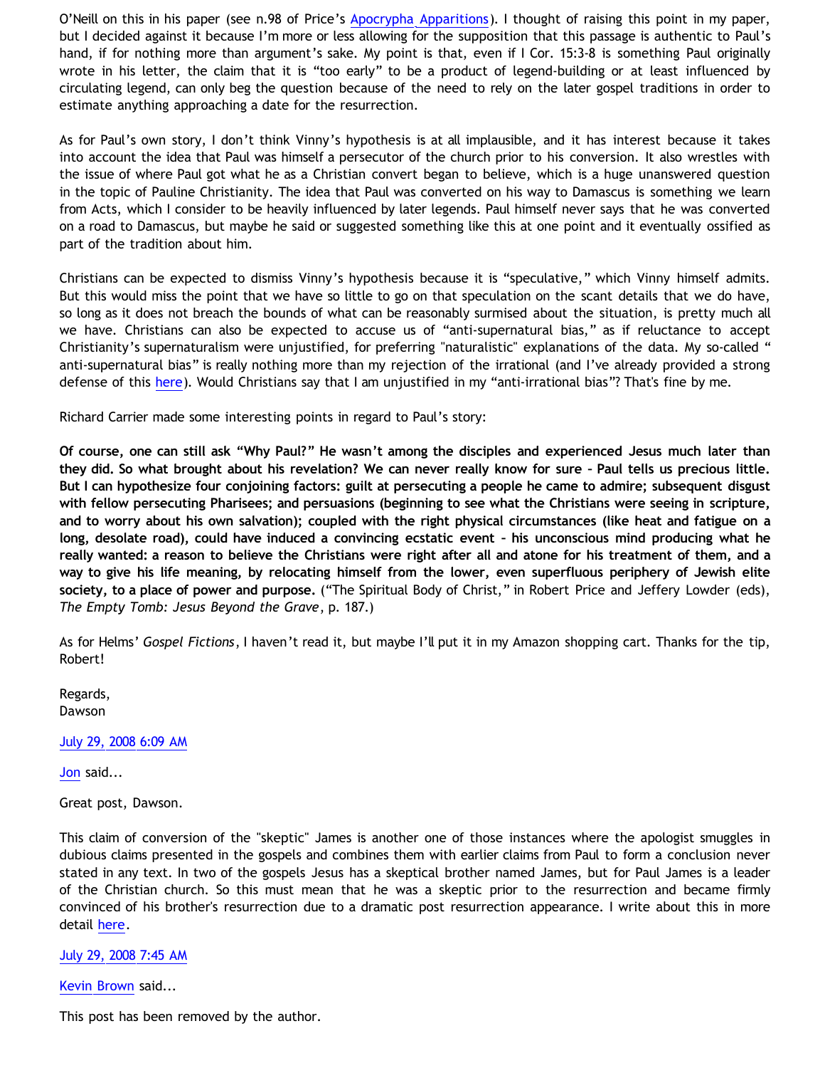O'Neill on this in his paper (see n.98 of Price's Apocrypha Apparitions). I thought of raising this point in my paper, but I decided against it because I'm more or less allowing for the supposition that this passage is authentic to Paul's hand, if for nothing more than argument's sake. My point is that, even if I Cor. 15:3-8 is something Paul originally wrote in his letter, the claim that it is "too early" to be a product of legend-building or at least influenced by circulating legend, can only beg the question because of the need to rely on the later gospel traditions in order to estimate anything approaching a date for the resurrection.

As for Paul's own story, I don't think Vinny's hypothesis is at all implausible, and it has interest because it takes into account the idea that Paul was himself a persecutor of the church prior to his conversion. It also wrestles with the issue of where Paul got what he as a Christian convert began to believe, which is a huge unanswered question in the topic of Pauline Christianity. The idea that Paul was converted on his way to Damascus is something we learn from Acts, which I consider to be heavily influenced by later legends. Paul himself never says that he was converted on a road to Damascus, but maybe he said or suggested something like this at one point and it eventually ossified as part of the tradition about him.

Christians can be expected to dismiss Vinny's hypothesis because it is "speculative," which Vinny himself admits. But this would miss the point that we have so little to go on that speculation on the scant details that we do have, so long as it does not breach the bounds of what can be reasonably surmised about the situation, is pretty much all we have. Christians can also be expected to accuse us of "anti-supernatural bias," as if reluctance to accept Christianity's supernaturalism were unjustified, for preferring "naturalistic" explanations of the data. My so-called " anti-supernatural bias" is really nothing more than my rejection of the irrational (and I've already provided a strong defense of this here). Would Christians say that I am unjustified in my "anti-irrational bias"? That's fine by me.

Richard Carrier made some interesting points in regard to Paul's story:

**Of course, one can still ask "Why Paul?" He wasn't among the disciples and experienced Jesus much later than they did. So what brought about his revelation? We can never really know for sure – Paul tells us precious little. But I can hypothesize four conjoining factors: guilt at persecuting a people he came to admire; subsequent disgust with fellow persecuting Pharisees; and persuasions (beginning to see what the Christians were seeing in scripture, and to worry about his own salvation); coupled with the right physical circumstances (like heat and fatigue on a long, desolate road), could have induced a convincing ecstatic event – his unconscious mind producing what he really wanted: a reason to believe the Christians were right after all and atone for his treatment of them, and a way to give his life meaning, by relocating himself from the lower, even superfluous periphery of Jewish elite society, to a place of power and purpose.** ("The Spiritual Body of Christ," in Robert Price and Jeffery Lowder (eds), *The Empty Tomb: Jesus Beyond the Grave*, p. 187.)

As for Helms' *Gospel Fictions*, I haven't read it, but maybe I'll put it in my Amazon shopping cart. Thanks for the tip, Robert!

Regards,
Dawson

July 29, 2008 6:09 AM

Jon said...

Great post, Dawson.

This claim of conversion of the "skeptic" James is another one of those instances where the apologist smuggles in dubious claims presented in the gospels and combines them with earlier claims from Paul to form a conclusion never stated in any text. In two of the gospels Jesus has a skeptical brother named James, but for Paul James is a leader of the Christian church. So this must mean that he was a skeptic prior to the resurrection and became firmly convinced of his brother's resurrection due to a dramatic post resurrection appearance. I write about this in more detail here.

July 29, 2008 7:45 AM

Kevin Brown said...

This post has been removed by the author.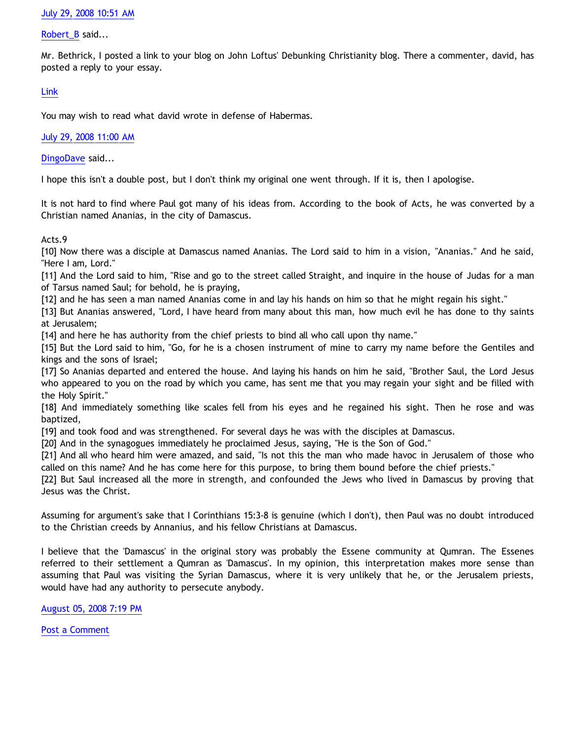July 29, 2008 10:51 AM

Robert_B said...

Mr. Bethrick, I posted a link to your blog on John Loftus' Debunking Christianity blog. There a commenter, david, has posted a reply to your essay.

Link

You may wish to read what david wrote in defense of Habermas.

July 29, 2008 11:00 AM

DingoDave said...

I hope this isn't a double post, but I don't think my original one went through. If it is, then I apologise.

It is not hard to find where Paul got many of his ideas from. According to the book of Acts, he was converted by a Christian named Ananias, in the city of Damascus.

Acts.9
[10] Now there was a disciple at Damascus named Ananias. The Lord said to him in a vision, "Ananias." And he said, "Here I am, Lord."
[11] And the Lord said to him, "Rise and go to the street called Straight, and inquire in the house of Judas for a man of Tarsus named Saul; for behold, he is praying,
[12] and he has seen a man named Ananias come in and lay his hands on him so that he might regain his sight."
[13] But Ananias answered, "Lord, I have heard from many about this man, how much evil he has done to thy saints at Jerusalem;
[14] and here he has authority from the chief priests to bind all who call upon thy name."
[15] But the Lord said to him, "Go, for he is a chosen instrument of mine to carry my name before the Gentiles and kings and the sons of Israel;
[17] So Ananias departed and entered the house. And laying his hands on him he said, "Brother Saul, the Lord Jesus who appeared to you on the road by which you came, has sent me that you may regain your sight and be filled with the Holy Spirit."
[18] And immediately something like scales fell from his eyes and he regained his sight. Then he rose and was baptized,
[19] and took food and was strengthened. For several days he was with the disciples at Damascus.
[20] And in the synagogues immediately he proclaimed Jesus, saying, "He is the Son of God."
[21] And all who heard him were amazed, and said, "Is not this the man who made havoc in Jerusalem of those who called on this name? And he has come here for this purpose, to bring them bound before the chief priests."
[22] But Saul increased all the more in strength, and confounded the Jews who lived in Damascus by proving that Jesus was the Christ.

Assuming for argument's sake that I Corinthians 15:3-8 is genuine (which I don't), then Paul was no doubt introduced to the Christian creeds by Annanius, and his fellow Christians at Damascus.

I believe that the 'Damascus' in the original story was probably the Essene community at Qumran. The Essenes referred to their settlement a Qumran as 'Damascus'. In my opinion, this interpretation makes more sense than assuming that Paul was visiting the Syrian Damascus, where it is very unlikely that he, or the Jerusalem priests, would have had any authority to persecute anybody.

August 05, 2008 7:19 PM

Post a Comment